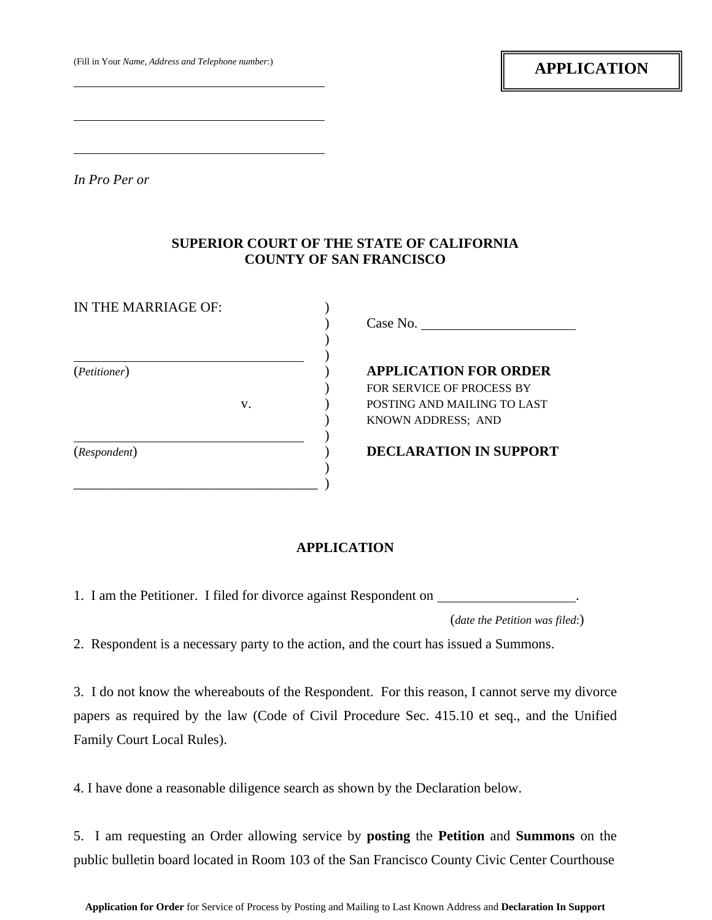(Fill in Your *Name, Address and Telephone number*:)

\_\_\_\_\_\_\_\_\_\_\_\_\_\_\_\_\_\_\_\_\_\_\_\_\_\_\_\_\_\_\_\_\_\_\_\_\_\_\_\_

\_\_\_\_\_\_\_\_\_\_\_\_\_\_\_\_\_\_\_\_\_\_\_\_\_\_\_\_\_\_\_\_\_\_\_\_\_\_\_\_

\_\_\_\_\_\_\_\_\_\_\_\_\_\_\_\_\_\_\_\_\_\_\_\_\_\_\_\_\_\_\_\_\_\_\_\_\_\_\_\_

*In Pro Per or*

**APPLICATION**

**SUPERIOR COURT OF THE STATE OF CALIFORNIA**
**COUNTY OF SAN FRANCISCO**

| | | |
|---|---|---|
| IN THE MARRIAGE OF: | ) | |
| | ) | Case No. \_\_\_\_\_\_\_\_\_\_\_\_\_\_\_\_\_\_\_\_\_\_ |
| \_\_\_\_\_\_\_\_\_\_\_\_\_\_\_\_\_\_\_\_\_\_\_\_\_\_\_\_\_\_\_\_\_\_ | ) | |
| (*Petitioner*) | ) | **APPLICATION FOR ORDER** FOR SERVICE OF PROCESS BY POSTING AND MAILING TO LAST KNOWN ADDRESS; AND |
| v. | ) | |
| \_\_\_\_\_\_\_\_\_\_\_\_\_\_\_\_\_\_\_\_\_\_\_\_\_\_\_\_\_\_\_\_\_\_ | ) | |
| (*Respondent*) | ) | **DECLARATION IN SUPPORT** |
| \_\_\_\_\_\_\_\_\_\_\_\_\_\_\_\_\_\_\_\_\_\_\_\_\_\_\_\_\_\_\_\_\_\_\_\_ | ) | |

## APPLICATION

1. I am the Petitioner. I filed for divorce against Respondent on \_\_\_\_\_\_\_\_\_\_\_\_\_\_\_\_\_\_\_\_.
(*date the Petition was filed:*)

2. Respondent is a necessary party to the action, and the court has issued a Summons.

3. I do not know the whereabouts of the Respondent. For this reason, I cannot serve my divorce papers as required by the law (Code of Civil Procedure Sec. 415.10 et seq., and the Unified Family Court Local Rules).

4. I have done a reasonable diligence search as shown by the Declaration below.

5. I am requesting an Order allowing service by **posting** the **Petition** and **Summons** on the public bulletin board located in Room 103 of the San Francisco County Civic Center Courthouse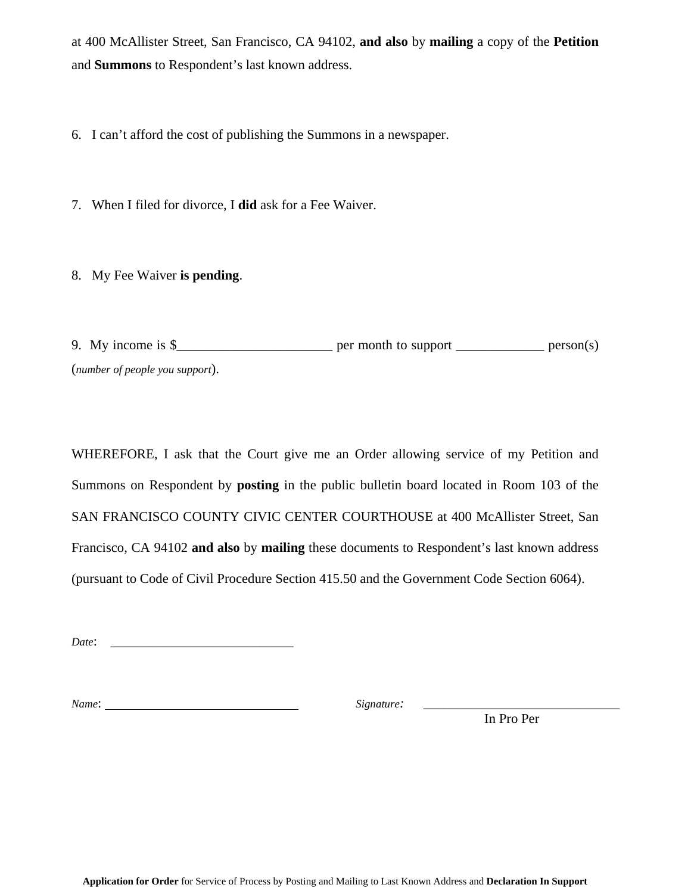at 400 McAllister Street, San Francisco, CA 94102, **and also** by **mailing** a copy of the **Petition** and **Summons** to Respondent's last known address.

6. I can't afford the cost of publishing the Summons in a newspaper.

7. When I filed for divorce, I **did** ask for a Fee Waiver.

8. My Fee Waiver **is pending**.

9. My income is $_______________________ per month to support _____________ person(s) (*number of people you support*).

WHEREFORE, I ask that the Court give me an Order allowing service of my Petition and Summons on Respondent by **posting** in the public bulletin board located in Room 103 of the SAN FRANCISCO COUNTY CIVIC CENTER COURTHOUSE at 400 McAllister Street, San Francisco, CA 94102 **and also** by **mailing** these documents to Respondent's last known address (pursuant to Code of Civil Procedure Section 415.50 and the Government Code Section 6064).

*Date*: _____________________________

*Name*: _______________________________ *Signature*: _______________________________
In Pro Per

**Application for Order** for Service of Process by Posting and Mailing to Last Known Address and **Declaration In Support**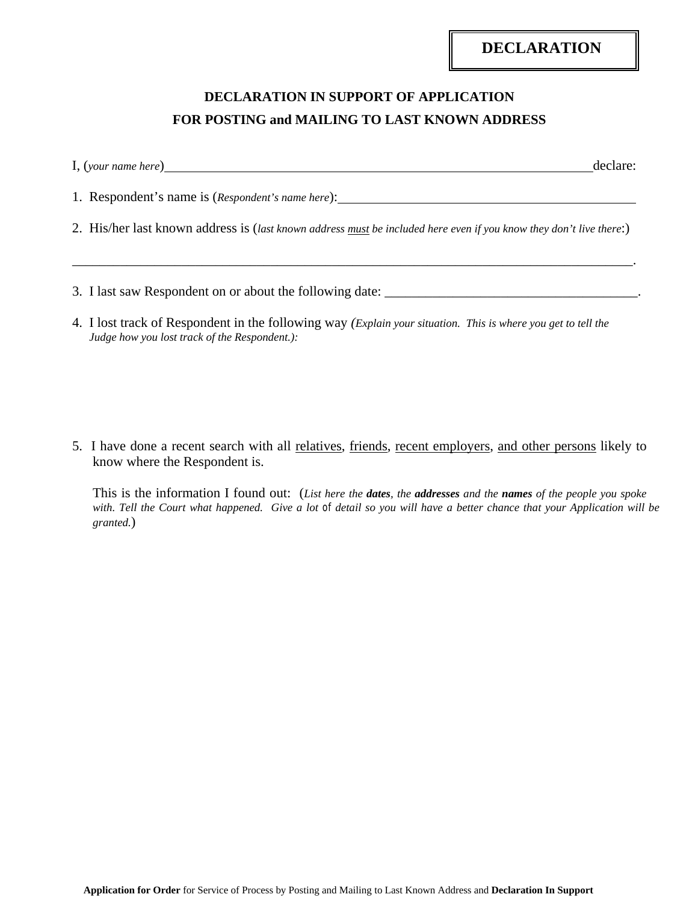**DECLARATION**

## DECLARATION IN SUPPORT OF APPLICATION
## FOR POSTING and MAILING TO LAST KNOWN ADDRESS

I, (*your name here*)_________________________________________________________________declare:

1. Respondent's name is (*Respondent's name here*):____________________________________________

2. His/her last known address is (*last known address <u>must</u> be included here even if you know they don't live there*:)

______________________________________________________________________________________.

3. I last saw Respondent on or about the following date: _____________________________________.

4. I lost track of Respondent in the following way (*Explain your situation. This is where you get to tell the Judge how you lost track of the Respondent.*):

5. I have done a recent search with all <u>relatives</u>, <u>friends</u>, <u>recent employers</u>, <u>and other persons</u> likely to know where the Respondent is.

   This is the information I found out: (*List here the **dates**, the **addresses** and the **names** of the people you spoke with. Tell the Court what happened. Give a lot of detail so you will have a better chance that your Application will be granted.*)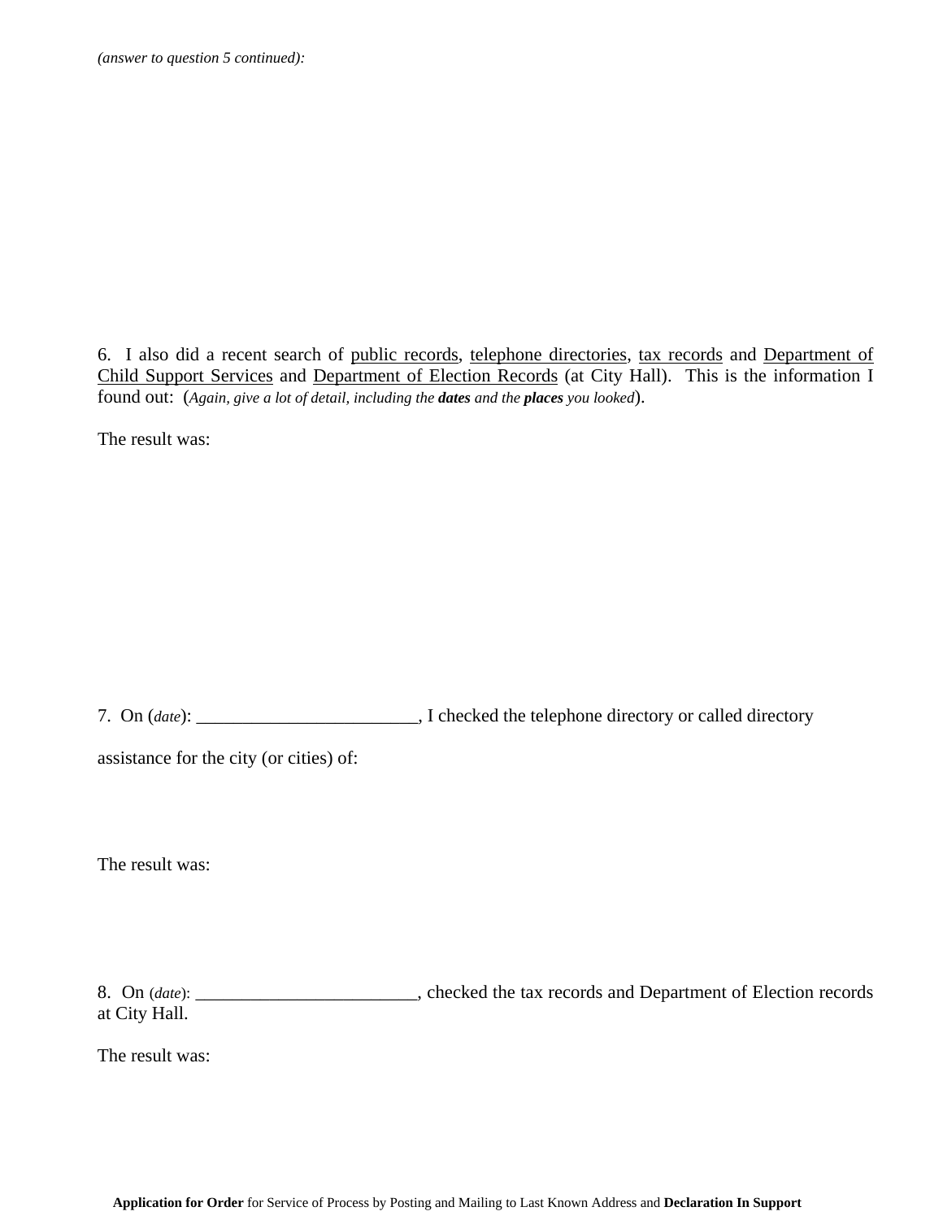*(answer to question 5 continued):*

6. I also did a recent search of public records, telephone directories, tax records and Department of Child Support Services and Department of Election Records (at City Hall). This is the information I found out: (*Again, give a lot of detail, including the **dates** and the **places** you looked*).

The result was:

7. On (*date*): ________________________, I checked the telephone directory or called directory assistance for the city (or cities) of:

The result was:

8. On (*date*): ________________________, checked the tax records and Department of Election records at City Hall.

The result was: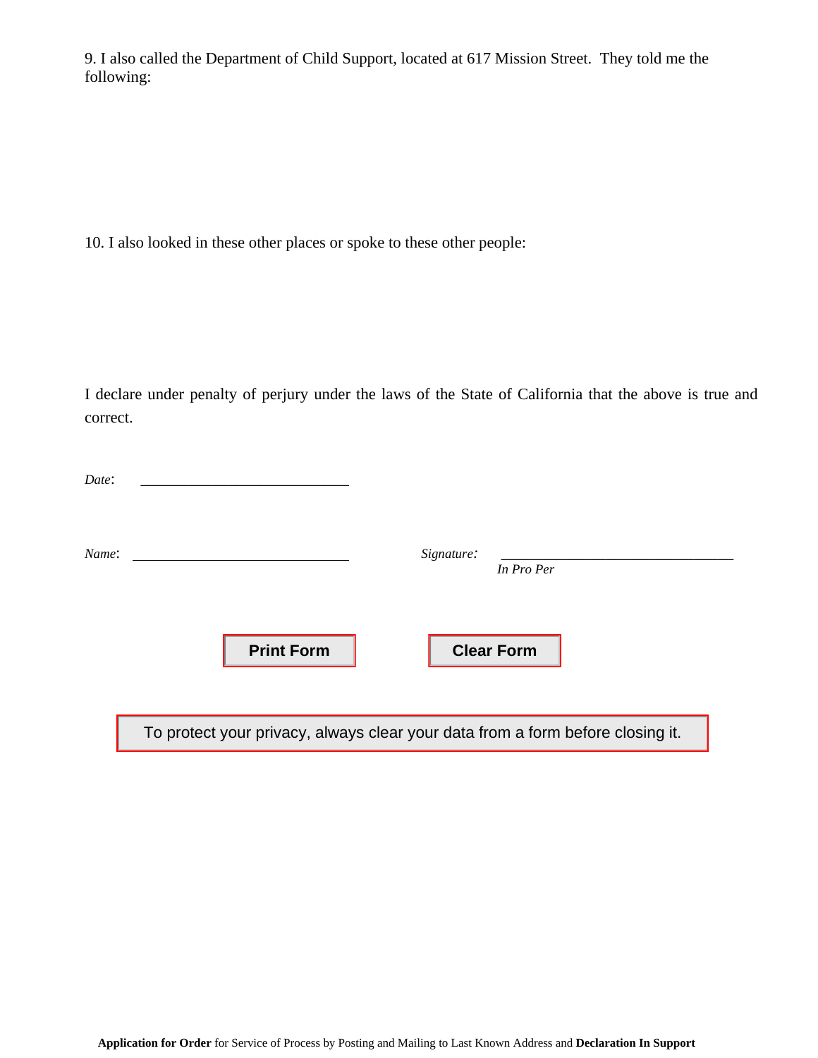9. I also called the Department of Child Support, located at 617 Mission Street. They told me the following:

10. I also looked in these other places or spoke to these other people:

I declare under penalty of perjury under the laws of the State of California that the above is true and correct.

*Date*: ____________________________

*Name*: ____________________________

*Signature*: ________________________________
*In Pro Per*

Print Form

Clear Form

To protect your privacy, always clear your data from a form before closing it.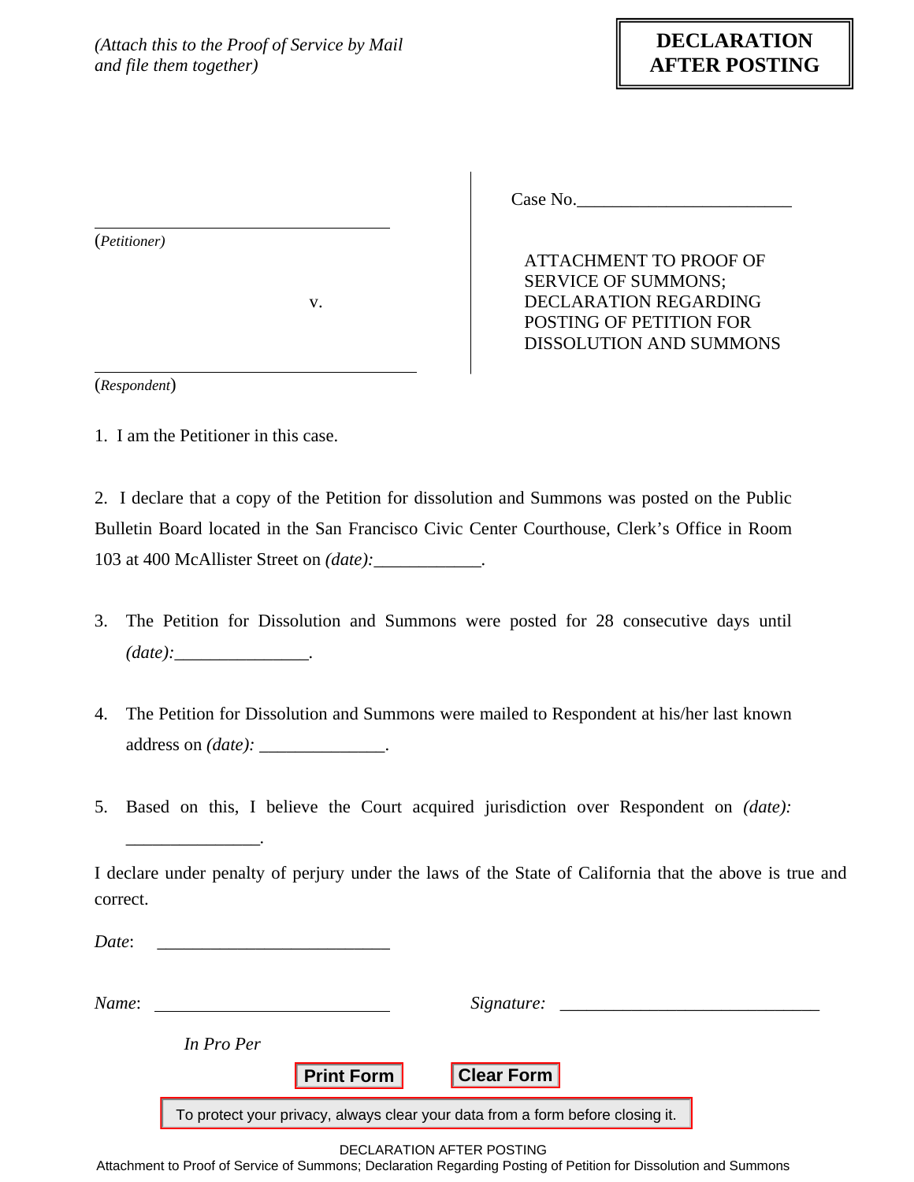*(Attach this to the Proof of Service by Mail and file them together)*

**DECLARATION AFTER POSTING**

\_\_\_\_\_\_\_\_\_\_\_\_\_\_\_\_\_\_\_\_\_\_\_\_\_\_\_\_\_\_\_\_\_\_\_\_\_\_\_\_
(*Petitioner)*

v.

\_\_\_\_\_\_\_\_\_\_\_\_\_\_\_\_\_\_\_\_\_\_\_\_\_\_\_\_\_\_\_\_\_\_\_\_\_\_\_\_\_\_\_
(*Respondent*)

Case No.\_\_\_\_\_\_\_\_\_\_\_\_\_\_\_\_\_\_\_\_\_\_\_\_\_\_

ATTACHMENT TO PROOF OF SERVICE OF SUMMONS; DECLARATION REGARDING POSTING OF PETITION FOR DISSOLUTION AND SUMMONS

1. I am the Petitioner in this case.

2. I declare that a copy of the Petition for dissolution and Summons was posted on the Public Bulletin Board located in the San Francisco Civic Center Courthouse, Clerk's Office in Room 103 at 400 McAllister Street on *(date):*\_\_\_\_\_\_\_\_\_\_\_\_.

3. The Petition for Dissolution and Summons were posted for 28 consecutive days until *(date):*\_\_\_\_\_\_\_\_\_\_\_\_\_\_\_.

4. The Petition for Dissolution and Summons were mailed to Respondent at his/her last known address on *(date):* \_\_\_\_\_\_\_\_\_\_\_\_\_\_.

5. Based on this, I believe the Court acquired jurisdiction over Respondent on *(date):* \_\_\_\_\_\_\_\_\_\_\_\_\_\_\_.

I declare under penalty of perjury under the laws of the State of California that the above is true and correct.

*Date*: \_\_\_\_\_\_\_\_\_\_\_\_\_\_\_\_\_\_\_\_\_\_\_\_\_\_\_

*Name*: \_\_\_\_\_\_\_\_\_\_\_\_\_\_\_\_\_\_\_\_\_\_\_\_\_\_\_ *Signature:* \_\_\_\_\_\_\_\_\_\_\_\_\_\_\_\_\_\_\_\_\_\_\_\_\_\_\_\_\_\_

*In Pro Per*

Print Form | Clear Form

To protect your privacy, always clear your data from a form before closing it.

DECLARATION AFTER POSTING
Attachment to Proof of Service of Summons; Declaration Regarding Posting of Petition for Dissolution and Summons